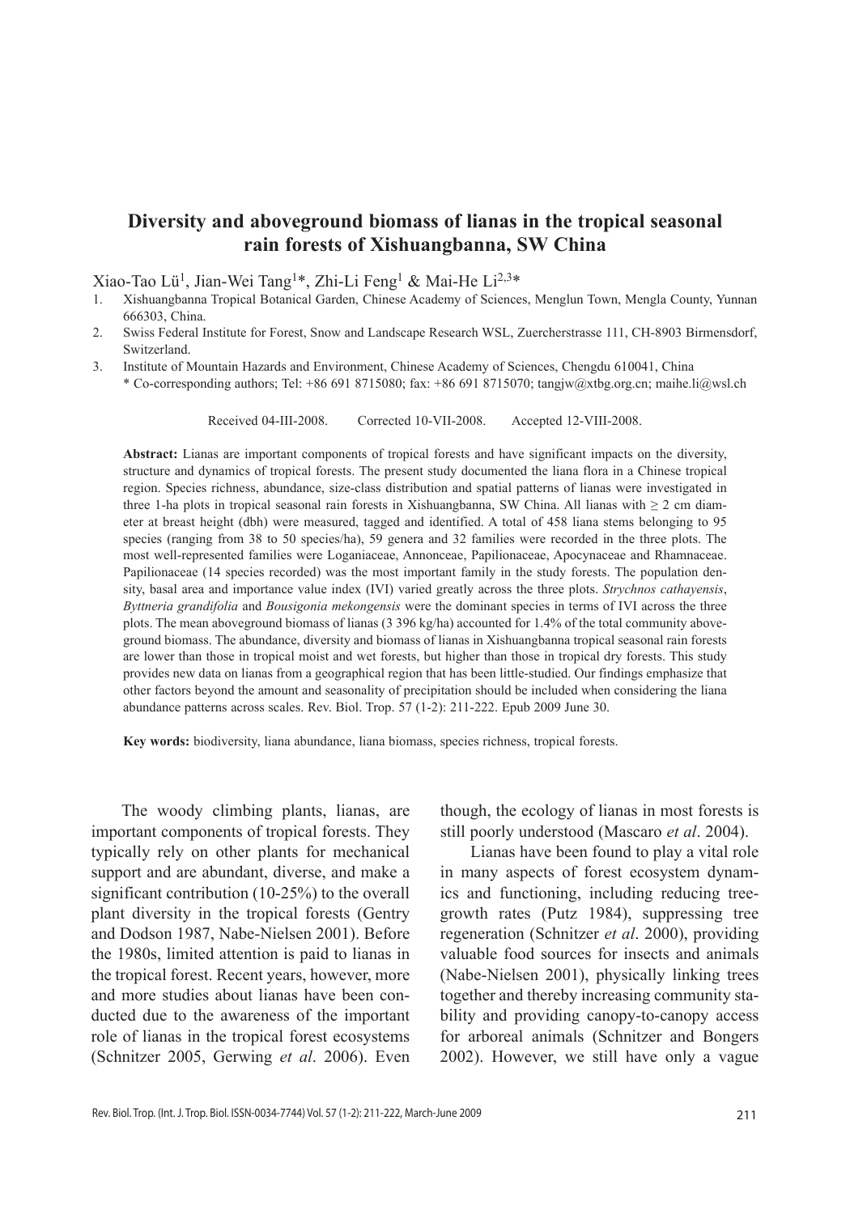# Diversity and aboveground biomass of lianas in the tropical seasonal rain forests of Xishuangbanna, SW China

Xiao-Tao Lü[1], Jian-Wei Tang[1]*, Zhi-Li Feng[1] & Mai-He Li[2,3]*

1. Xishuangbanna Tropical Botanical Garden, Chinese Academy of Sciences, Menglun Town, Mengla County, Yunnan 666303, China.
2. Swiss Federal Institute for Forest, Snow and Landscape Research WSL, Zuercherstrasse 111, CH-8903 Birmensdorf, Switzerland.
3. Institute of Mountain Hazards and Environment, Chinese Academy of Sciences, Chengdu 610041, China

\* Co-corresponding authors; Tel: +86 691 8715080; fax: +86 691 8715070; tangjw@xtbg.org.cn; maihe.li@wsl.ch

Received 04-III-2008. Corrected 10-VII-2008. Accepted 12-VIII-2008.

**Abstract:** Lianas are important components of tropical forests and have significant impacts on the diversity, structure and dynamics of tropical forests. The present study documented the liana flora in a Chinese tropical region. Species richness, abundance, size-class distribution and spatial patterns of lianas were investigated in three 1-ha plots in tropical seasonal rain forests in Xishuangbanna, SW China. All lianas with ≥ 2 cm diameter at breast height (dbh) were measured, tagged and identified. A total of 458 liana stems belonging to 95 species (ranging from 38 to 50 species/ha), 59 genera and 32 families were recorded in the three plots. The most well-represented families were Loganiaceae, Annonceae, Papilionaceae, Apocynaceae and Rhamnaceae. Papilionaceae (14 species recorded) was the most important family in the study forests. The population density, basal area and importance value index (IVI) varied greatly across the three plots. *Strychnos cathayensis*, *Byttneria grandifolia* and *Bousigonia mekongensis* were the dominant species in terms of IVI across the three plots. The mean aboveground biomass of lianas (3 396 kg/ha) accounted for 1.4% of the total community aboveground biomass. The abundance, diversity and biomass of lianas in Xishuangbanna tropical seasonal rain forests are lower than those in tropical moist and wet forests, but higher than those in tropical dry forests. This study provides new data on lianas from a geographical region that has been little-studied. Our findings emphasize that other factors beyond the amount and seasonality of precipitation should be included when considering the liana abundance patterns across scales. Rev. Biol. Trop. 57 (1-2): 211-222. Epub 2009 June 30.

**Key words:** biodiversity, liana abundance, liana biomass, species richness, tropical forests.

The woody climbing plants, lianas, are important components of tropical forests. They typically rely on other plants for mechanical support and are abundant, diverse, and make a significant contribution (10-25%) to the overall plant diversity in the tropical forests (Gentry and Dodson 1987, Nabe-Nielsen 2001). Before the 1980s, limited attention is paid to lianas in the tropical forest. Recent years, however, more and more studies about lianas have been conducted due to the awareness of the important role of lianas in the tropical forest ecosystems (Schnitzer 2005, Gerwing *et al*. 2006). Even though, the ecology of lianas in most forests is still poorly understood (Mascaro *et al*. 2004).

Lianas have been found to play a vital role in many aspects of forest ecosystem dynamics and functioning, including reducing tree-growth rates (Putz 1984), suppressing tree regeneration (Schnitzer *et al*. 2000), providing valuable food sources for insects and animals (Nabe-Nielsen 2001), physically linking trees together and thereby increasing community stability and providing canopy-to-canopy access for arboreal animals (Schnitzer and Bongers 2002). However, we still have only a vague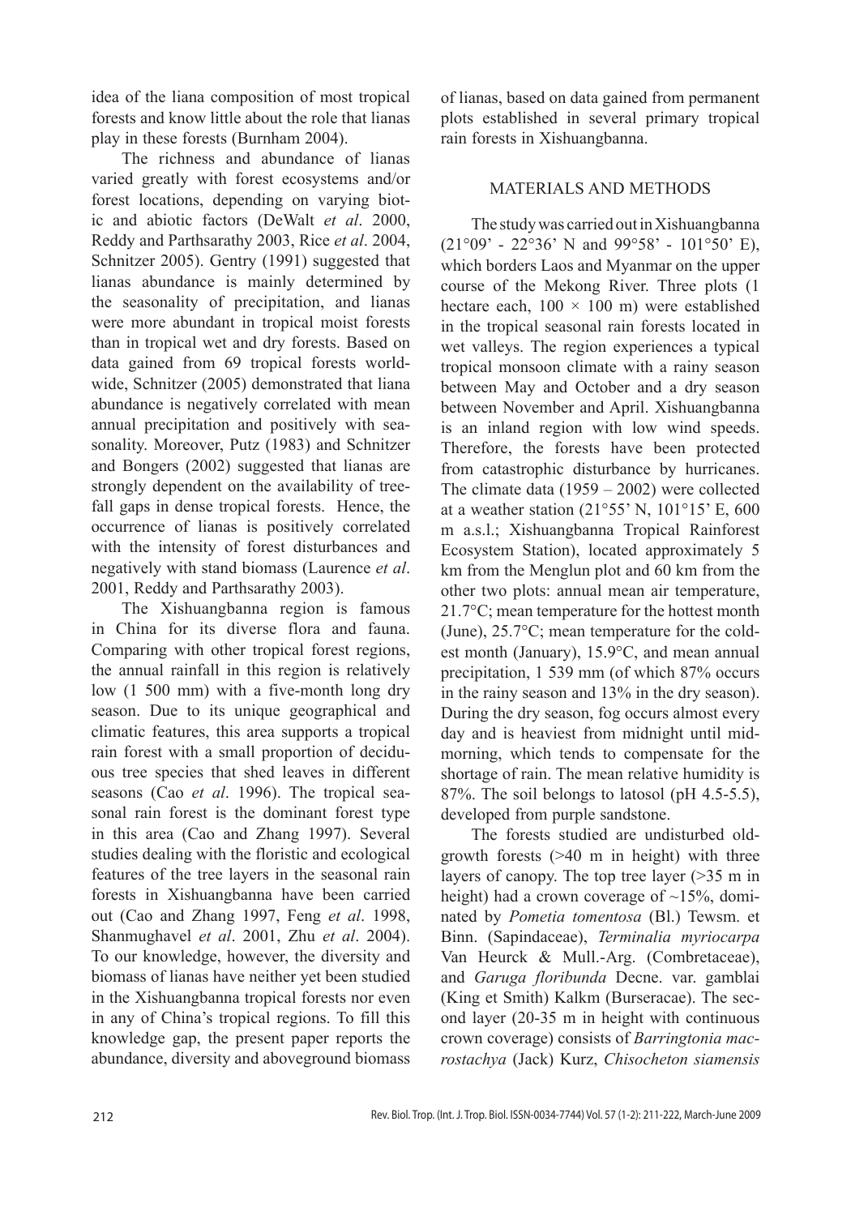idea of the liana composition of most tropical forests and know little about the role that lianas play in these forests (Burnham 2004).

The richness and abundance of lianas varied greatly with forest ecosystems and/or forest locations, depending on varying biotic and abiotic factors (DeWalt *et al*. 2000, Reddy and Parthsarathy 2003, Rice *et al*. 2004, Schnitzer 2005). Gentry (1991) suggested that lianas abundance is mainly determined by the seasonality of precipitation, and lianas were more abundant in tropical moist forests than in tropical wet and dry forests. Based on data gained from 69 tropical forests worldwide, Schnitzer (2005) demonstrated that liana abundance is negatively correlated with mean annual precipitation and positively with seasonality. Moreover, Putz (1983) and Schnitzer and Bongers (2002) suggested that lianas are strongly dependent on the availability of treefall gaps in dense tropical forests. Hence, the occurrence of lianas is positively correlated with the intensity of forest disturbances and negatively with stand biomass (Laurence *et al*. 2001, Reddy and Parthsarathy 2003).

The Xishuangbanna region is famous in China for its diverse flora and fauna. Comparing with other tropical forest regions, the annual rainfall in this region is relatively low (1 500 mm) with a five-month long dry season. Due to its unique geographical and climatic features, this area supports a tropical rain forest with a small proportion of deciduous tree species that shed leaves in different seasons (Cao *et al*. 1996). The tropical seasonal rain forest is the dominant forest type in this area (Cao and Zhang 1997). Several studies dealing with the floristic and ecological features of the tree layers in the seasonal rain forests in Xishuangbanna have been carried out (Cao and Zhang 1997, Feng *et al*. 1998, Shanmughavel *et al*. 2001, Zhu *et al*. 2004). To our knowledge, however, the diversity and biomass of lianas have neither yet been studied in the Xishuangbanna tropical forests nor even in any of China's tropical regions. To fill this knowledge gap, the present paper reports the abundance, diversity and aboveground biomass of lianas, based on data gained from permanent plots established in several primary tropical rain forests in Xishuangbanna.

## MATERIALS AND METHODS

The study was carried out in Xishuangbanna (21°09' - 22°36' N and 99°58' - 101°50' E), which borders Laos and Myanmar on the upper course of the Mekong River. Three plots (1 hectare each, $100 \times 100$ m) were established in the tropical seasonal rain forests located in wet valleys. The region experiences a typical tropical monsoon climate with a rainy season between May and October and a dry season between November and April. Xishuangbanna is an inland region with low wind speeds. Therefore, the forests have been protected from catastrophic disturbance by hurricanes. The climate data (1959 – 2002) were collected at a weather station (21°55' N, 101°15' E, 600 m a.s.l.; Xishuangbanna Tropical Rainforest Ecosystem Station), located approximately 5 km from the Menglun plot and 60 km from the other two plots: annual mean air temperature, 21.7°C; mean temperature for the hottest month (June), 25.7°C; mean temperature for the coldest month (January), 15.9°C, and mean annual precipitation, 1 539 mm (of which 87% occurs in the rainy season and 13% in the dry season). During the dry season, fog occurs almost every day and is heaviest from midnight until mid-morning, which tends to compensate for the shortage of rain. The mean relative humidity is 87%. The soil belongs to latosol (pH 4.5-5.5), developed from purple sandstone.

The forests studied are undisturbed old-growth forests (>40 m in height) with three layers of canopy. The top tree layer (>35 m in height) had a crown coverage of ~15%, dominated by *Pometia tomentosa* (Bl.) Tewsm. et Binn. (Sapindaceae), *Terminalia myriocarpa* Van Heurck & Mull.-Arg. (Combretaceae), and *Garuga floribunda* Decne. var. gamblai (King et Smith) Kalkm (Burseracae). The second layer (20-35 m in height with continuous crown coverage) consists of *Barringtonia macrostachya* (Jack) Kurz, *Chisocheton siamensis*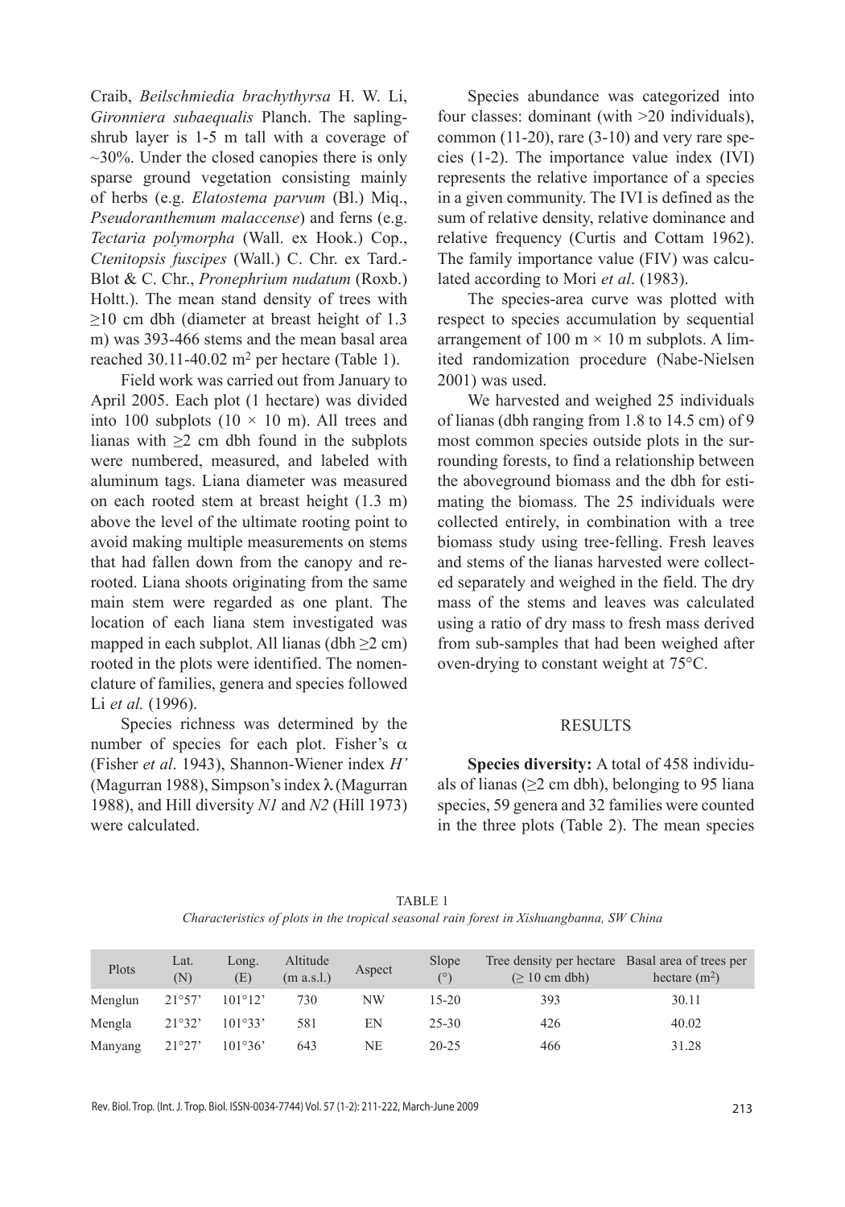Craib, *Beilschmiedia brachythyrsa* H. W. Li, *Gironniera subaequalis* Planch. The sapling-shrub layer is 1-5 m tall with a coverage of ~30%. Under the closed canopies there is only sparse ground vegetation consisting mainly of herbs (e.g. *Elatostema parvum* (Bl.) Miq., *Pseudoranthemum malaccense*) and ferns (e.g. *Tectaria polymorpha* (Wall. ex Hook.) Cop., *Ctenitopsis fuscipes* (Wall.) C. Chr. ex Tard.-Blot & C. Chr., *Pronephrium nudatum* (Roxb.) Holtt.). The mean stand density of trees with ≥10 cm dbh (diameter at breast height of 1.3 m) was 393-466 stems and the mean basal area reached 30.11-40.02 $m^2$ per hectare (Table 1).

Field work was carried out from January to April 2005. Each plot (1 hectare) was divided into 100 subplots (10 × 10 m). All trees and lianas with ≥2 cm dbh found in the subplots were numbered, measured, and labeled with aluminum tags. Liana diameter was measured on each rooted stem at breast height (1.3 m) above the level of the ultimate rooting point to avoid making multiple measurements on stems that had fallen down from the canopy and re-rooted. Liana shoots originating from the same main stem were regarded as one plant. The location of each liana stem investigated was mapped in each subplot. All lianas (dbh ≥2 cm) rooted in the plots were identified. The nomenclature of families, genera and species followed Li *et al.* (1996).

Species richness was determined by the number of species for each plot. Fisher's $\alpha$ (Fisher *et al*. 1943), Shannon-Wiener index $H'$ (Magurran 1988), Simpson's index $\lambda$ (Magurran 1988), and Hill diversity $N1$ and $N2$ (Hill 1973) were calculated.

Species abundance was categorized into four classes: dominant (with >20 individuals), common (11-20), rare (3-10) and very rare species (1-2). The importance value index (IVI) represents the relative importance of a species in a given community. The IVI is defined as the sum of relative density, relative dominance and relative frequency (Curtis and Cottam 1962). The family importance value (FIV) was calculated according to Mori *et al*. (1983).

The species-area curve was plotted with respect to species accumulation by sequential arrangement of 100 m × 10 m subplots. A limited randomization procedure (Nabe-Nielsen 2001) was used.

We harvested and weighed 25 individuals of lianas (dbh ranging from 1.8 to 14.5 cm) of 9 most common species outside plots in the surrounding forests, to find a relationship between the aboveground biomass and the dbh for estimating the biomass. The 25 individuals were collected entirely, in combination with a tree biomass study using tree-felling. Fresh leaves and stems of the lianas harvested were collected separately and weighed in the field. The dry mass of the stems and leaves was calculated using a ratio of dry mass to fresh mass derived from sub-samples that had been weighed after oven-drying to constant weight at 75°C.

## RESULTS

**Species diversity:** A total of 458 individuals of lianas (≥2 cm dbh), belonging to 95 liana species, 59 genera and 32 families were counted in the three plots (Table 2). The mean species

TABLE 1

*Characteristics of plots in the tropical seasonal rain forest in Xishuangbanna, SW China*

| Plots | Lat. (N) | Long. (E) | Altitude (m a.s.l.) | Aspect | Slope (°) | Tree density per hectare (≥ 10 cm dbh) | Basal area of trees per hectare ($m^2$) |
|---|---|---|---|---|---|---|---|
| Menglun | 21°57' | 101°12' | 730 | NW | 15-20 | 393 | 30.11 |
| Mengla | 21°32' | 101°33' | 581 | EN | 25-30 | 426 | 40.02 |
| Manyang | 21°27' | 101°36' | 643 | NE | 20-25 | 466 | 31.28 |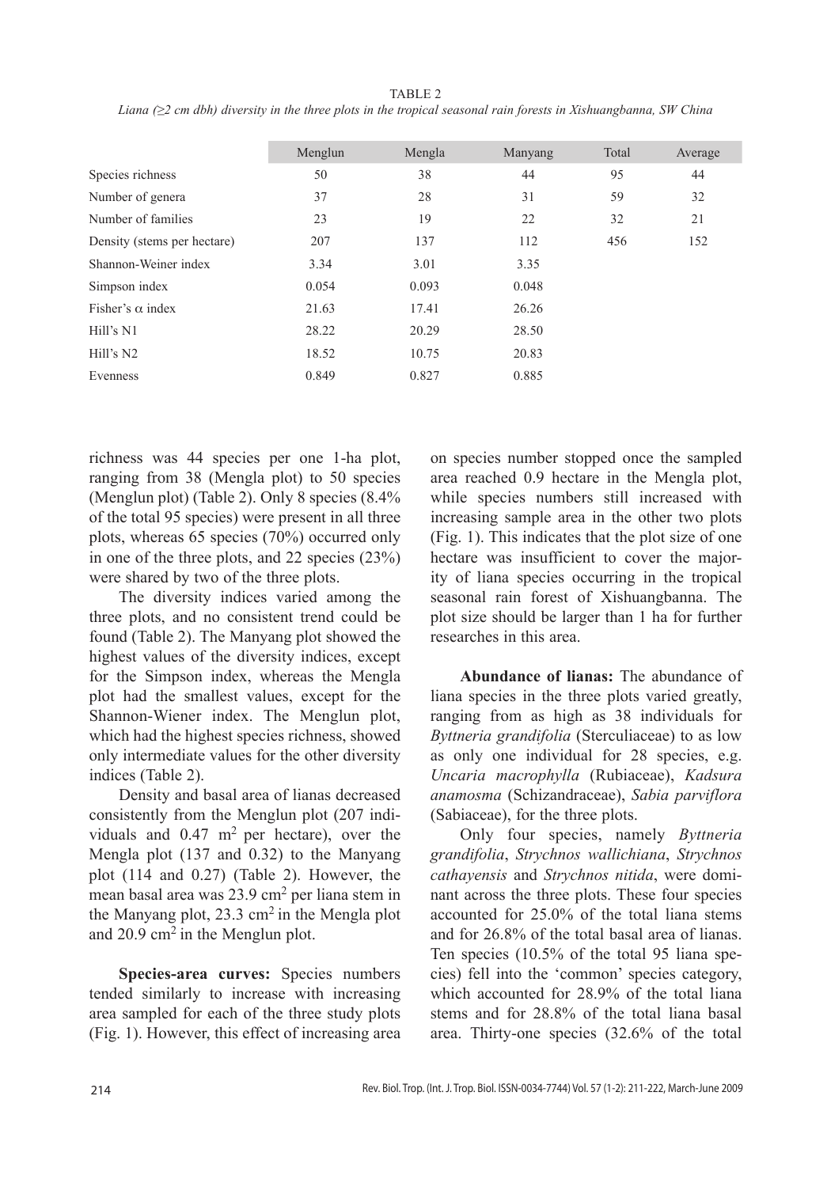TABLE 2

*Liana (≥2 cm dbh) diversity in the three plots in the tropical seasonal rain forests in Xishuangbanna, SW China*

| | Menglun | Mengla | Manyang | Total | Average |
|---|---|---|---|---|---|
| Species richness | 50 | 38 | 44 | 95 | 44 |
| Number of genera | 37 | 28 | 31 | 59 | 32 |
| Number of families | 23 | 19 | 22 | 32 | 21 |
| Density (stems per hectare) | 207 | 137 | 112 | 456 | 152 |
| Shannon-Weiner index | 3.34 | 3.01 | 3.35 | | |
| Simpson index | 0.054 | 0.093 | 0.048 | | |
| Fisher's α index | 21.63 | 17.41 | 26.26 | | |
| Hill's N1 | 28.22 | 20.29 | 28.50 | | |
| Hill's N2 | 18.52 | 10.75 | 20.83 | | |
| Evenness | 0.849 | 0.827 | 0.885 | | |

richness was 44 species per one 1-ha plot, ranging from 38 (Mengla plot) to 50 species (Menglun plot) (Table 2). Only 8 species (8.4% of the total 95 species) were present in all three plots, whereas 65 species (70%) occurred only in one of the three plots, and 22 species (23%) were shared by two of the three plots.

The diversity indices varied among the three plots, and no consistent trend could be found (Table 2). The Manyang plot showed the highest values of the diversity indices, except for the Simpson index, whereas the Mengla plot had the smallest values, except for the Shannon-Wiener index. The Menglun plot, which had the highest species richness, showed only intermediate values for the other diversity indices (Table 2).

Density and basal area of lianas decreased consistently from the Menglun plot (207 individuals and 0.47 m$^2$ per hectare), over the Mengla plot (137 and 0.32) to the Manyang plot (114 and 0.27) (Table 2). However, the mean basal area was 23.9 cm$^2$ per liana stem in the Manyang plot, 23.3 cm$^2$ in the Mengla plot and 20.9 cm$^2$ in the Menglun plot.

**Species-area curves:** Species numbers tended similarly to increase with increasing area sampled for each of the three study plots (Fig. 1). However, this effect of increasing area on species number stopped once the sampled area reached 0.9 hectare in the Mengla plot, while species numbers still increased with increasing sample area in the other two plots (Fig. 1). This indicates that the plot size of one hectare was insufficient to cover the majority of liana species occurring in the tropical seasonal rain forest of Xishuangbanna. The plot size should be larger than 1 ha for further researches in this area.

**Abundance of lianas:** The abundance of liana species in the three plots varied greatly, ranging from as high as 38 individuals for *Byttneria grandifolia* (Sterculiaceae) to as low as only one individual for 28 species, e.g. *Uncaria macrophylla* (Rubiaceae), *Kadsura anamosma* (Schizandraceae), *Sabia parviflora* (Sabiaceae), for the three plots.

Only four species, namely *Byttneria grandifolia*, *Strychnos wallichiana*, *Strychnos cathayensis* and *Strychnos nitida*, were dominant across the three plots. These four species accounted for 25.0% of the total liana stems and for 26.8% of the total basal area of lianas. Ten species (10.5% of the total 95 liana species) fell into the 'common' species category, which accounted for 28.9% of the total liana stems and for 28.8% of the total liana basal area. Thirty-one species (32.6% of the total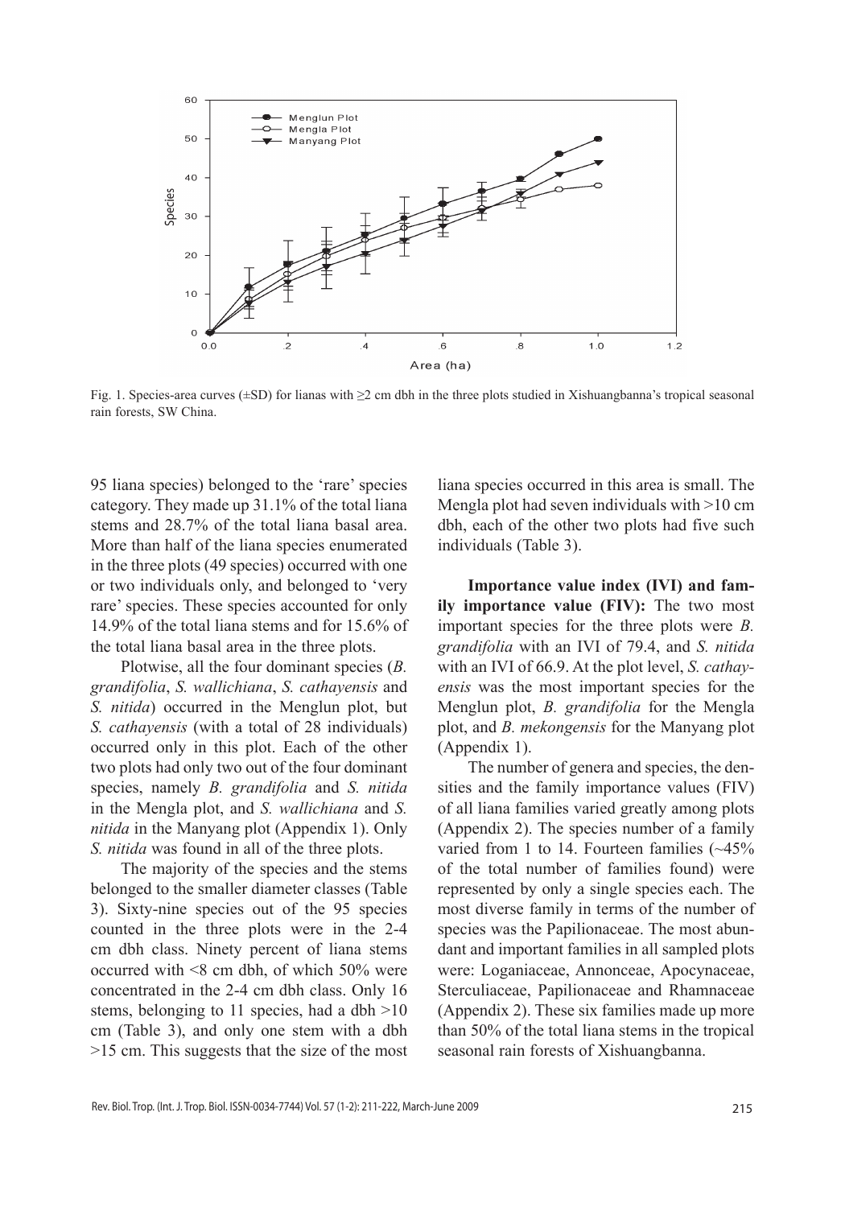Fig. 1. Species-area curves (±SD) for lianas with ≥2 cm dbh in the three plots studied in Xishuangbanna's tropical seasonal rain forests, SW China.

95 liana species) belonged to the 'rare' species category. They made up 31.1% of the total liana stems and 28.7% of the total liana basal area. More than half of the liana species enumerated in the three plots (49 species) occurred with one or two individuals only, and belonged to 'very rare' species. These species accounted for only 14.9% of the total liana stems and for 15.6% of the total liana basal area in the three plots.

Plotwise, all the four dominant species (*B. grandifolia*, *S. wallichiana*, *S. cathayensis* and *S. nitida*) occurred in the Menglun plot, but *S. cathayensis* (with a total of 28 individuals) occurred only in this plot. Each of the other two plots had only two out of the four dominant species, namely *B. grandifolia* and *S. nitida* in the Mengla plot, and *S. wallichiana* and *S. nitida* in the Manyang plot (Appendix 1). Only *S. nitida* was found in all of the three plots.

The majority of the species and the stems belonged to the smaller diameter classes (Table 3). Sixty-nine species out of the 95 species counted in the three plots were in the 2-4 cm dbh class. Ninety percent of liana stems occurred with <8 cm dbh, of which 50% were concentrated in the 2-4 cm dbh class. Only 16 stems, belonging to 11 species, had a dbh >10 cm (Table 3), and only one stem with a dbh >15 cm. This suggests that the size of the most liana species occurred in this area is small. The Mengla plot had seven individuals with >10 cm dbh, each of the other two plots had five such individuals (Table 3).

**Importance value index (IVI) and family importance value (FIV):** The two most important species for the three plots were *B. grandifolia* with an IVI of 79.4, and *S. nitida* with an IVI of 66.9. At the plot level, *S. cathayensis* was the most important species for the Menglun plot, *B. grandifolia* for the Mengla plot, and *B. mekongensis* for the Manyang plot (Appendix 1).

The number of genera and species, the densities and the family importance values (FIV) of all liana families varied greatly among plots (Appendix 2). The species number of a family varied from 1 to 14. Fourteen families (~45% of the total number of families found) were represented by only a single species each. The most diverse family in terms of the number of species was the Papilionaceae. The most abundant and important families in all sampled plots were: Loganiaceae, Annonceae, Apocynaceae, Sterculiaceae, Papilionaceae and Rhamnaceae (Appendix 2). These six families made up more than 50% of the total liana stems in the tropical seasonal rain forests of Xishuangbanna.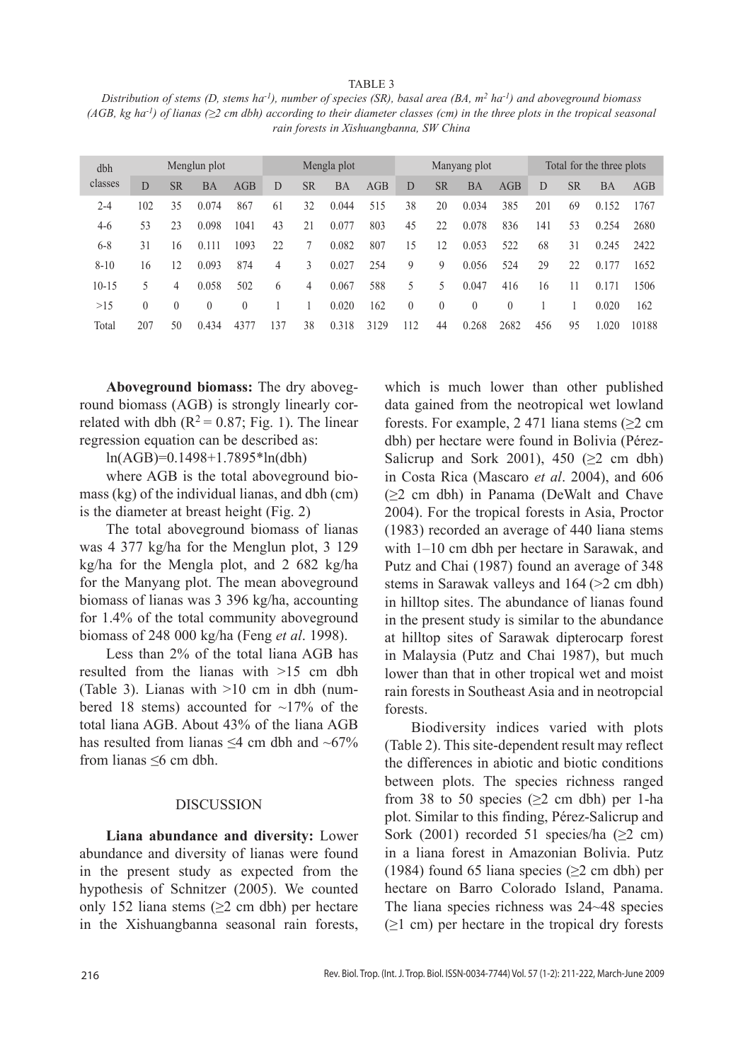TABLE 3

*Distribution of stems (D, stems $ha^{-1}$), number of species (SR), basal area (BA, $m^2$ $ha^{-1}$) and aboveground biomass (AGB, kg $ha^{-1}$) of lianas (≥2 cm dbh) according to their diameter classes (cm) in the three plots in the tropical seasonal rain forests in Xishuangbanna, SW China*

| dbh classes | Menglun plot | | | | Mengla plot | | | | Manyang plot | | | | Total for the three plots | | | |
|---|---|---|---|---|---|---|---|---|---|---|---|---|---|---|---|---|
| | D | SR | BA | AGB | D | SR | BA | AGB | D | SR | BA | AGB | D | SR | BA | AGB |
| 2-4 | 102 | 35 | 0.074 | 867 | 61 | 32 | 0.044 | 515 | 38 | 20 | 0.034 | 385 | 201 | 69 | 0.152 | 1767 |
| 4-6 | 53 | 23 | 0.098 | 1041 | 43 | 21 | 0.077 | 803 | 45 | 22 | 0.078 | 836 | 141 | 53 | 0.254 | 2680 |
| 6-8 | 31 | 16 | 0.111 | 1093 | 22 | 7 | 0.082 | 807 | 15 | 12 | 0.053 | 522 | 68 | 31 | 0.245 | 2422 |
| 8-10 | 16 | 12 | 0.093 | 874 | 4 | 3 | 0.027 | 254 | 9 | 9 | 0.056 | 524 | 29 | 22 | 0.177 | 1652 |
| 10-15 | 5 | 4 | 0.058 | 502 | 6 | 4 | 0.067 | 588 | 5 | 5 | 0.047 | 416 | 16 | 11 | 0.171 | 1506 |
| >15 | 0 | 0 | 0 | 0 | 1 | 1 | 0.020 | 162 | 0 | 0 | 0 | 0 | 1 | 1 | 0.020 | 162 |
| Total | 207 | 50 | 0.434 | 4377 | 137 | 38 | 0.318 | 3129 | 112 | 44 | 0.268 | 2682 | 456 | 95 | 1.020 | 10188 |

**Aboveground biomass:** The dry aboveground biomass (AGB) is strongly linearly correlated with dbh ($R^2 = 0.87$; Fig. 1). The linear regression equation can be described as:

$$\ln(AGB)=0.1498+1.7895*\ln(dbh)$$

where AGB is the total aboveground biomass (kg) of the individual lianas, and dbh (cm) is the diameter at breast height (Fig. 2)

The total aboveground biomass of lianas was 4 377 kg/ha for the Menglun plot, 3 129 kg/ha for the Mengla plot, and 2 682 kg/ha for the Manyang plot. The mean aboveground biomass of lianas was 3 396 kg/ha, accounting for 1.4% of the total community aboveground biomass of 248 000 kg/ha (Feng *et al*. 1998).

Less than 2% of the total liana AGB has resulted from the lianas with >15 cm dbh (Table 3). Lianas with >10 cm in dbh (numbered 18 stems) accounted for ~17% of the total liana AGB. About 43% of the liana AGB has resulted from lianas ≤4 cm dbh and ~67% from lianas ≤6 cm dbh.

## DISCUSSION

**Liana abundance and diversity:** Lower abundance and diversity of lianas were found in the present study as expected from the hypothesis of Schnitzer (2005). We counted only 152 liana stems (≥2 cm dbh) per hectare in the Xishuangbanna seasonal rain forests, which is much lower than other published data gained from the neotropical wet lowland forests. For example, 2 471 liana stems (≥2 cm dbh) per hectare were found in Bolivia (Pérez-Salicrup and Sork 2001), 450 (≥2 cm dbh) in Costa Rica (Mascaro *et al*. 2004), and 606 (≥2 cm dbh) in Panama (DeWalt and Chave 2004). For the tropical forests in Asia, Proctor (1983) recorded an average of 440 liana stems with 1–10 cm dbh per hectare in Sarawak, and Putz and Chai (1987) found an average of 348 stems in Sarawak valleys and 164 (>2 cm dbh) in hilltop sites. The abundance of lianas found in the present study is similar to the abundance at hilltop sites of Sarawak dipterocarp forest in Malaysia (Putz and Chai 1987), but much lower than that in other tropical wet and moist rain forests in Southeast Asia and in neotropcial forests.

Biodiversity indices varied with plots (Table 2). This site-dependent result may reflect the differences in abiotic and biotic conditions between plots. The species richness ranged from 38 to 50 species (≥2 cm dbh) per 1-ha plot. Similar to this finding, Pérez-Salicrup and Sork (2001) recorded 51 species/ha (≥2 cm) in a liana forest in Amazonian Bolivia. Putz (1984) found 65 liana species (≥2 cm dbh) per hectare on Barro Colorado Island, Panama. The liana species richness was 24~48 species (≥1 cm) per hectare in the tropical dry forests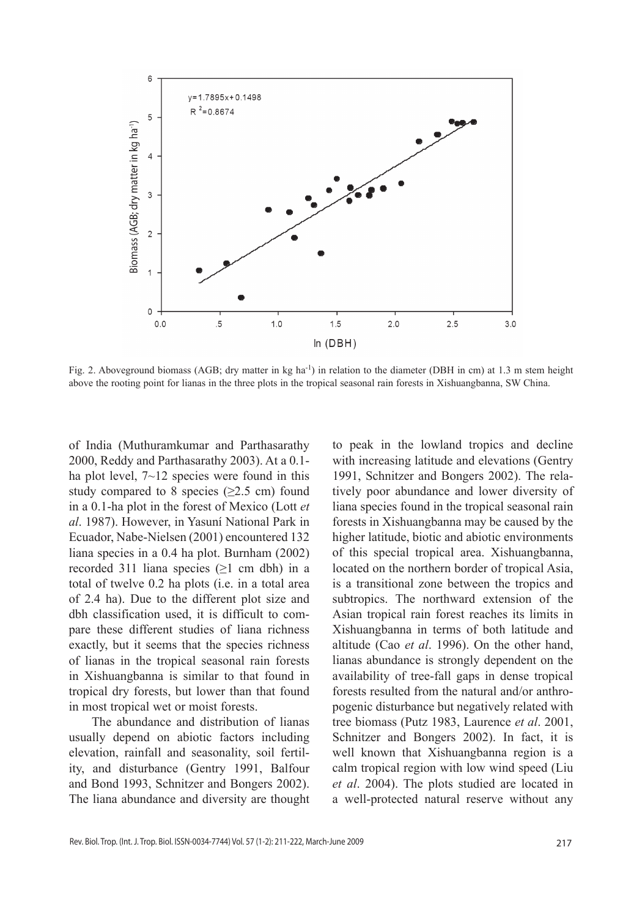Fig. 2. Aboveground biomass (AGB; dry matter in kg ha$^{-1}$) in relation to the diameter (DBH in cm) at 1.3 m stem height above the rooting point for lianas in the three plots in the tropical seasonal rain forests in Xishuangbanna, SW China.

of India (Muthuramkumar and Parthasarathy 2000, Reddy and Parthasarathy 2003). At a 0.1-ha plot level, 7~12 species were found in this study compared to 8 species (≥2.5 cm) found in a 0.1-ha plot in the forest of Mexico (Lott *et al*. 1987). However, in Yasuní National Park in Ecuador, Nabe-Nielsen (2001) encountered 132 liana species in a 0.4 ha plot. Burnham (2002) recorded 311 liana species (≥1 cm dbh) in a total of twelve 0.2 ha plots (i.e. in a total area of 2.4 ha). Due to the different plot size and dbh classification used, it is difficult to compare these different studies of liana richness exactly, but it seems that the species richness of lianas in the tropical seasonal rain forests in Xishuangbanna is similar to that found in tropical dry forests, but lower than that found in most tropical wet or moist forests.

The abundance and distribution of lianas usually depend on abiotic factors including elevation, rainfall and seasonality, soil fertility, and disturbance (Gentry 1991, Balfour and Bond 1993, Schnitzer and Bongers 2002). The liana abundance and diversity are thought to peak in the lowland tropics and decline with increasing latitude and elevations (Gentry 1991, Schnitzer and Bongers 2002). The relatively poor abundance and lower diversity of liana species found in the tropical seasonal rain forests in Xishuangbanna may be caused by the higher latitude, biotic and abiotic environments of this special tropical area. Xishuangbanna, located on the northern border of tropical Asia, is a transitional zone between the tropics and subtropics. The northward extension of the Asian tropical rain forest reaches its limits in Xishuangbanna in terms of both latitude and altitude (Cao *et al*. 1996). On the other hand, lianas abundance is strongly dependent on the availability of tree-fall gaps in dense tropical forests resulted from the natural and/or anthropogenic disturbance but negatively related with tree biomass (Putz 1983, Laurence *et al*. 2001, Schnitzer and Bongers 2002). In fact, it is well known that Xishuangbanna region is a calm tropical region with low wind speed (Liu *et al*. 2004). The plots studied are located in a well-protected natural reserve without any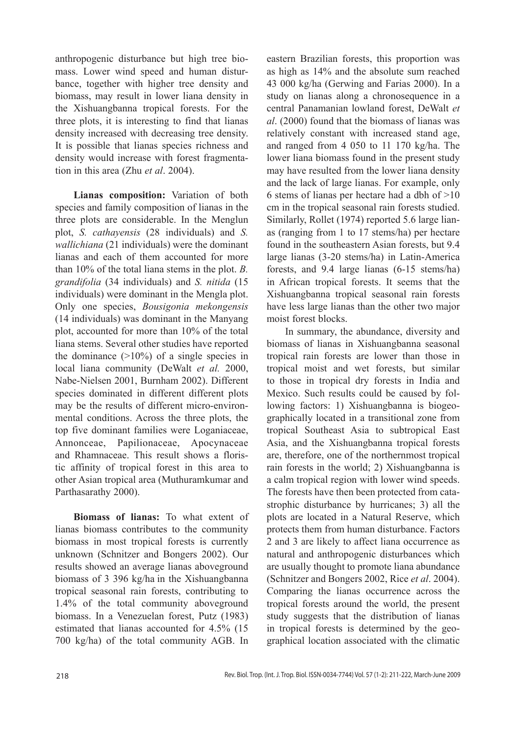anthropogenic disturbance but high tree biomass. Lower wind speed and human disturbance, together with higher tree density and biomass, may result in lower liana density in the Xishuangbanna tropical forests. For the three plots, it is interesting to find that lianas density increased with decreasing tree density. It is possible that lianas species richness and density would increase with forest fragmentation in this area (Zhu *et al*. 2004).

**Lianas composition:** Variation of both species and family composition of lianas in the three plots are considerable. In the Menglun plot, *S. cathayensis* (28 individuals) and *S. wallichiana* (21 individuals) were the dominant lianas and each of them accounted for more than 10% of the total liana stems in the plot. *B. grandifolia* (34 individuals) and *S. nitida* (15 individuals) were dominant in the Mengla plot. Only one species, *Bousigonia mekongensis* (14 individuals) was dominant in the Manyang plot, accounted for more than 10% of the total liana stems. Several other studies have reported the dominance (>10%) of a single species in local liana community (DeWalt *et al.* 2000, Nabe-Nielsen 2001, Burnham 2002). Different species dominated in different different plots may be the results of different micro-environmental conditions. Across the three plots, the top five dominant families were Loganiaceae, Annonceae, Papilionaceae, Apocynaceae and Rhamnaceae. This result shows a floristic affinity of tropical forest in this area to other Asian tropical area (Muthuramkumar and Parthasarathy 2000).

**Biomass of lianas:** To what extent of lianas biomass contributes to the community biomass in most tropical forests is currently unknown (Schnitzer and Bongers 2002). Our results showed an average lianas aboveground biomass of 3 396 kg/ha in the Xishuangbanna tropical seasonal rain forests, contributing to 1.4% of the total community aboveground biomass. In a Venezuelan forest, Putz (1983) estimated that lianas accounted for 4.5% (15 700 kg/ha) of the total community AGB. In eastern Brazilian forests, this proportion was as high as 14% and the absolute sum reached 43 000 kg/ha (Gerwing and Farias 2000). In a study on lianas along a chronosequence in a central Panamanian lowland forest, DeWalt *et al*. (2000) found that the biomass of lianas was relatively constant with increased stand age, and ranged from 4 050 to 11 170 kg/ha. The lower liana biomass found in the present study may have resulted from the lower liana density and the lack of large lianas. For example, only 6 stems of lianas per hectare had a dbh of >10 cm in the tropical seasonal rain forests studied. Similarly, Rollet (1974) reported 5.6 large lianas (ranging from 1 to 17 stems/ha) per hectare found in the southeastern Asian forests, but 9.4 large lianas (3-20 stems/ha) in Latin-America forests, and 9.4 large lianas (6-15 stems/ha) in African tropical forests. It seems that the Xishuangbanna tropical seasonal rain forests have less large lianas than the other two major moist forest blocks.

In summary, the abundance, diversity and biomass of lianas in Xishuangbanna seasonal tropical rain forests are lower than those in tropical moist and wet forests, but similar to those in tropical dry forests in India and Mexico. Such results could be caused by following factors: 1) Xishuangbanna is biogeographically located in a transitional zone from tropical Southeast Asia to subtropical East Asia, and the Xishuangbanna tropical forests are, therefore, one of the northernmost tropical rain forests in the world; 2) Xishuangbanna is a calm tropical region with lower wind speeds. The forests have then been protected from catastrophic disturbance by hurricanes; 3) all the plots are located in a Natural Reserve, which protects them from human disturbance. Factors 2 and 3 are likely to affect liana occurrence as natural and anthropogenic disturbances which are usually thought to promote liana abundance (Schnitzer and Bongers 2002, Rice *et al*. 2004). Comparing the lianas occurrence across the tropical forests around the world, the present study suggests that the distribution of lianas in tropical forests is determined by the geographical location associated with the climatic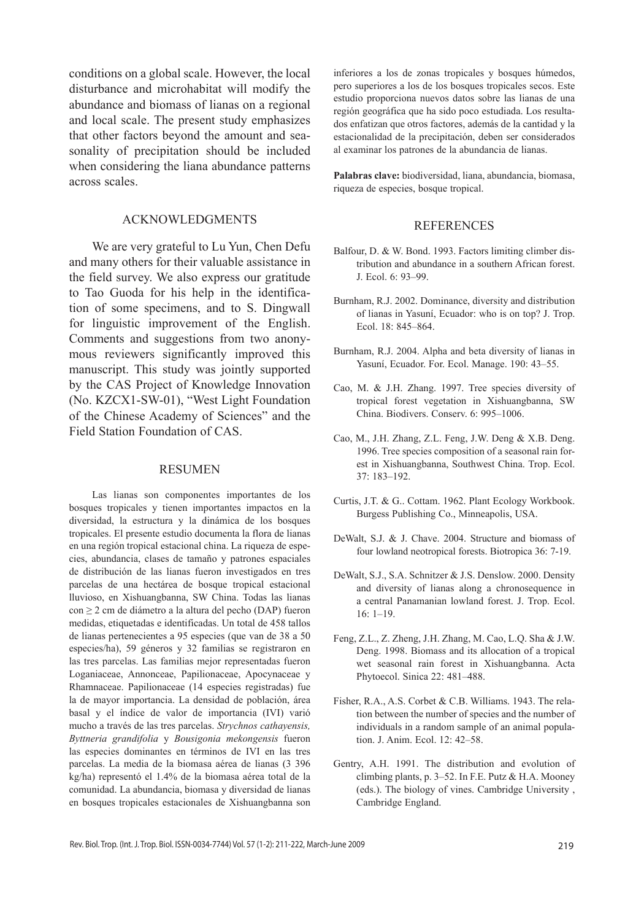conditions on a global scale. However, the local disturbance and microhabitat will modify the abundance and biomass of lianas on a regional and local scale. The present study emphasizes that other factors beyond the amount and seasonality of precipitation should be included when considering the liana abundance patterns across scales.

## ACKNOWLEDGMENTS

We are very grateful to Lu Yun, Chen Defu and many others for their valuable assistance in the field survey. We also express our gratitude to Tao Guoda for his help in the identification of some specimens, and to S. Dingwall for linguistic improvement of the English. Comments and suggestions from two anonymous reviewers significantly improved this manuscript. This study was jointly supported by the CAS Project of Knowledge Innovation (No. KZCX1-SW-01), "West Light Foundation of the Chinese Academy of Sciences" and the Field Station Foundation of CAS.

## RESUMEN

Las lianas son componentes importantes de los bosques tropicales y tienen importantes impactos en la diversidad, la estructura y la dinámica de los bosques tropicales. El presente estudio documenta la flora de lianas en una región tropical estacional china. La riqueza de especies, abundancia, clases de tamaño y patrones espaciales de distribución de las lianas fueron investigados en tres parcelas de una hectárea de bosque tropical estacional lluvioso, en Xishuangbanna, SW China. Todas las lianas con ≥ 2 cm de diámetro a la altura del pecho (DAP) fueron medidas, etiquetadas e identificadas. Un total de 458 tallos de lianas pertenecientes a 95 especies (que van de 38 a 50 especies/ha), 59 géneros y 32 familias se registraron en las tres parcelas. Las familias mejor representadas fueron Loganiaceae, Annonceae, Papilionaceae, Apocynaceae y Rhamnaceae. Papilionaceae (14 especies registradas) fue la de mayor importancia. La densidad de población, área basal y el índice de valor de importancia (IVI) varió mucho a través de las tres parcelas. *Strychnos cathayensis, Byttneria grandifolia* y *Bousigonia mekongensis* fueron las especies dominantes en términos de IVI en las tres parcelas. La media de la biomasa aérea de lianas (3 396 kg/ha) representó el 1.4% de la biomasa aérea total de la comunidad. La abundancia, biomasa y diversidad de lianas en bosques tropicales estacionales de Xishuangbanna son inferiores a los de zonas tropicales y bosques húmedos, pero superiores a los de los bosques tropicales secos. Este estudio proporciona nuevos datos sobre las lianas de una región geográfica que ha sido poco estudiada. Los resultados enfatizan que otros factores, además de la cantidad y la estacionalidad de la precipitación, deben ser considerados al examinar los patrones de la abundancia de lianas.

**Palabras clave:** biodiversidad, liana, abundancia, biomasa, riqueza de especies, bosque tropical.

## REFERENCES

Balfour, D. & W. Bond. 1993. Factors limiting climber distribution and abundance in a southern African forest. J. Ecol. 6: 93–99.

Burnham, R.J. 2002. Dominance, diversity and distribution of lianas in Yasuní, Ecuador: who is on top? J. Trop. Ecol. 18: 845–864.

Burnham, R.J. 2004. Alpha and beta diversity of lianas in Yasuní, Ecuador. For. Ecol. Manage. 190: 43–55.

Cao, M. & J.H. Zhang. 1997. Tree species diversity of tropical forest vegetation in Xishuangbanna, SW China. Biodivers. Conserv. 6: 995–1006.

Cao, M., J.H. Zhang, Z.L. Feng, J.W. Deng & X.B. Deng. 1996. Tree species composition of a seasonal rain forest in Xishuangbanna, Southwest China. Trop. Ecol. 37: 183–192.

Curtis, J.T. & G.. Cottam. 1962. Plant Ecology Workbook. Burgess Publishing Co., Minneapolis, USA.

DeWalt, S.J. & J. Chave. 2004. Structure and biomass of four lowland neotropical forests. Biotropica 36: 7-19.

DeWalt, S.J., S.A. Schnitzer & J.S. Denslow. 2000. Density and diversity of lianas along a chronosequence in a central Panamanian lowland forest. J. Trop. Ecol. 16: 1–19.

Feng, Z.L., Z. Zheng, J.H. Zhang, M. Cao, L.Q. Sha & J.W. Deng. 1998. Biomass and its allocation of a tropical wet seasonal rain forest in Xishuangbanna. Acta Phytoecol. Sinica 22: 481–488.

Fisher, R.A., A.S. Corbet & C.B. Williams. 1943. The relation between the number of species and the number of individuals in a random sample of an animal population. J. Anim. Ecol. 12: 42–58.

Gentry, A.H. 1991. The distribution and evolution of climbing plants, p. 3–52. In F.E. Putz & H.A. Mooney (eds.). The biology of vines. Cambridge University , Cambridge England.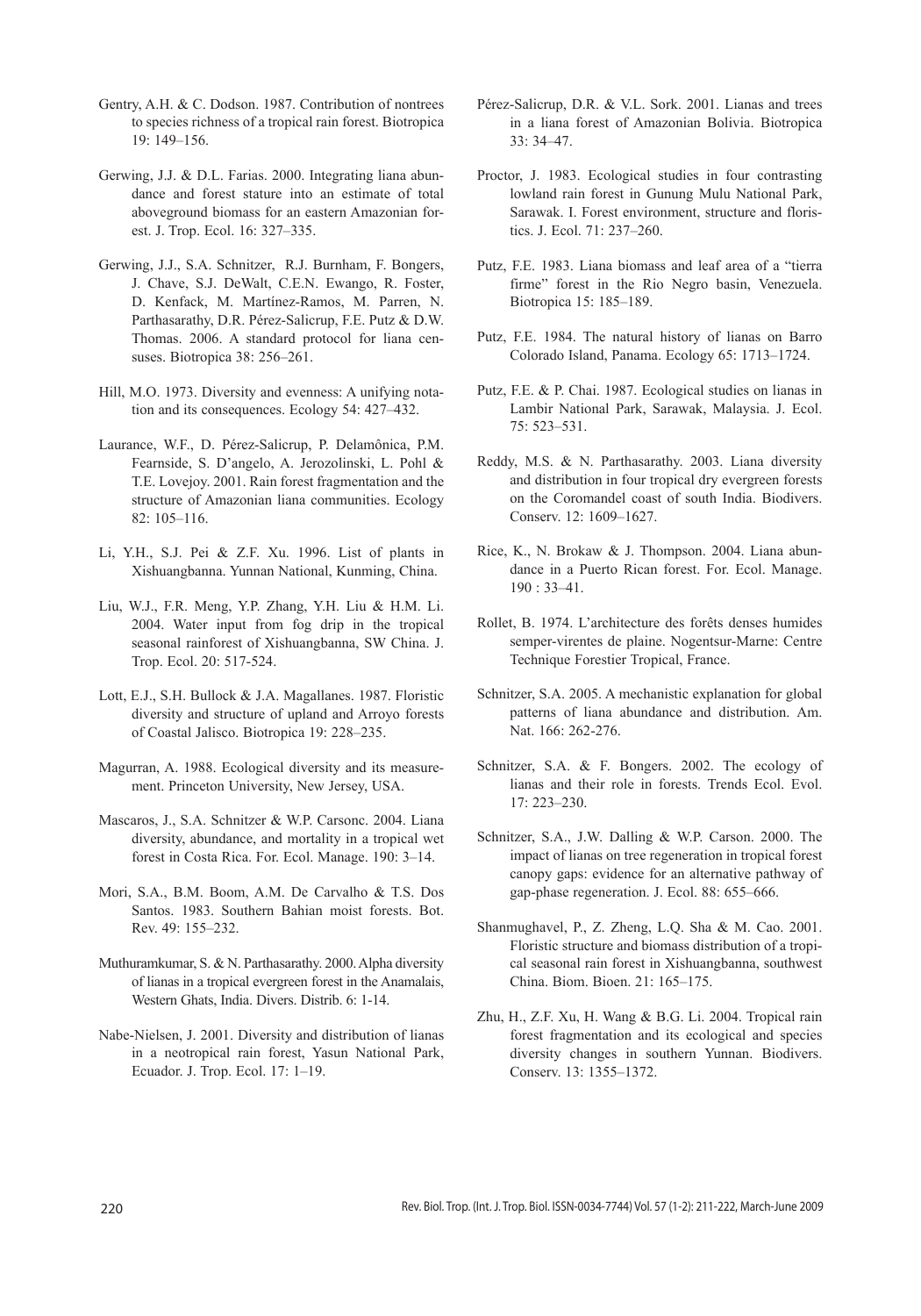Gentry, A.H. & C. Dodson. 1987. Contribution of nontrees to species richness of a tropical rain forest. Biotropica 19: 149–156.

Gerwing, J.J. & D.L. Farias. 2000. Integrating liana abundance and forest stature into an estimate of total aboveground biomass for an eastern Amazonian forest. J. Trop. Ecol. 16: 327–335.

Gerwing, J.J., S.A. Schnitzer, R.J. Burnham, F. Bongers, J. Chave, S.J. DeWalt, C.E.N. Ewango, R. Foster, D. Kenfack, M. Martínez-Ramos, M. Parren, N. Parthasarathy, D.R. Pérez-Salicrup, F.E. Putz & D.W. Thomas. 2006. A standard protocol for liana censuses. Biotropica 38: 256–261.

Hill, M.O. 1973. Diversity and evenness: A unifying notation and its consequences. Ecology 54: 427–432.

Laurance, W.F., D. Pérez-Salicrup, P. Delamônica, P.M. Fearnside, S. D'angelo, A. Jerozolinski, L. Pohl & T.E. Lovejoy. 2001. Rain forest fragmentation and the structure of Amazonian liana communities. Ecology 82: 105–116.

Li, Y.H., S.J. Pei & Z.F. Xu. 1996. List of plants in Xishuangbanna. Yunnan National, Kunming, China.

Liu, W.J., F.R. Meng, Y.P. Zhang, Y.H. Liu & H.M. Li. 2004. Water input from fog drip in the tropical seasonal rainforest of Xishuangbanna, SW China. J. Trop. Ecol. 20: 517-524.

Lott, E.J., S.H. Bullock & J.A. Magallanes. 1987. Floristic diversity and structure of upland and Arroyo forests of Coastal Jalisco. Biotropica 19: 228–235.

Magurran, A. 1988. Ecological diversity and its measurement. Princeton University, New Jersey, USA.

Mascaros, J., S.A. Schnitzer & W.P. Carsonc. 2004. Liana diversity, abundance, and mortality in a tropical wet forest in Costa Rica. For. Ecol. Manage. 190: 3–14.

Mori, S.A., B.M. Boom, A.M. De Carvalho & T.S. Dos Santos. 1983. Southern Bahian moist forests. Bot. Rev. 49: 155–232.

Muthuramkumar, S. & N. Parthasarathy. 2000. Alpha diversity of lianas in a tropical evergreen forest in the Anamalais, Western Ghats, India. Divers. Distrib. 6: 1-14.

Nabe-Nielsen, J. 2001. Diversity and distribution of lianas in a neotropical rain forest, Yasun National Park, Ecuador. J. Trop. Ecol. 17: 1–19.

Pérez-Salicrup, D.R. & V.L. Sork. 2001. Lianas and trees in a liana forest of Amazonian Bolivia. Biotropica 33: 34–47.

Proctor, J. 1983. Ecological studies in four contrasting lowland rain forest in Gunung Mulu National Park, Sarawak. I. Forest environment, structure and floristics. J. Ecol. 71: 237–260.

Putz, F.E. 1983. Liana biomass and leaf area of a "tierra firme" forest in the Rio Negro basin, Venezuela. Biotropica 15: 185–189.

Putz, F.E. 1984. The natural history of lianas on Barro Colorado Island, Panama. Ecology 65: 1713–1724.

Putz, F.E. & P. Chai. 1987. Ecological studies on lianas in Lambir National Park, Sarawak, Malaysia. J. Ecol. 75: 523–531.

Reddy, M.S. & N. Parthasarathy. 2003. Liana diversity and distribution in four tropical dry evergreen forests on the Coromandel coast of south India. Biodivers. Conserv. 12: 1609–1627.

Rice, K., N. Brokaw & J. Thompson. 2004. Liana abundance in a Puerto Rican forest. For. Ecol. Manage. 190 : 33–41.

Rollet, B. 1974. L'architecture des forêts denses humides semper-virentes de plaine. Nogentsur-Marne: Centre Technique Forestier Tropical, France.

Schnitzer, S.A. 2005. A mechanistic explanation for global patterns of liana abundance and distribution. Am. Nat. 166: 262-276.

Schnitzer, S.A. & F. Bongers. 2002. The ecology of lianas and their role in forests. Trends Ecol. Evol. 17: 223–230.

Schnitzer, S.A., J.W. Dalling & W.P. Carson. 2000. The impact of lianas on tree regeneration in tropical forest canopy gaps: evidence for an alternative pathway of gap-phase regeneration. J. Ecol. 88: 655–666.

Shanmughavel, P., Z. Zheng, L.Q. Sha & M. Cao. 2001. Floristic structure and biomass distribution of a tropical seasonal rain forest in Xishuangbanna, southwest China. Biom. Bioen. 21: 165–175.

Zhu, H., Z.F. Xu, H. Wang & B.G. Li. 2004. Tropical rain forest fragmentation and its ecological and species diversity changes in southern Yunnan. Biodivers. Conserv. 13: 1355–1372.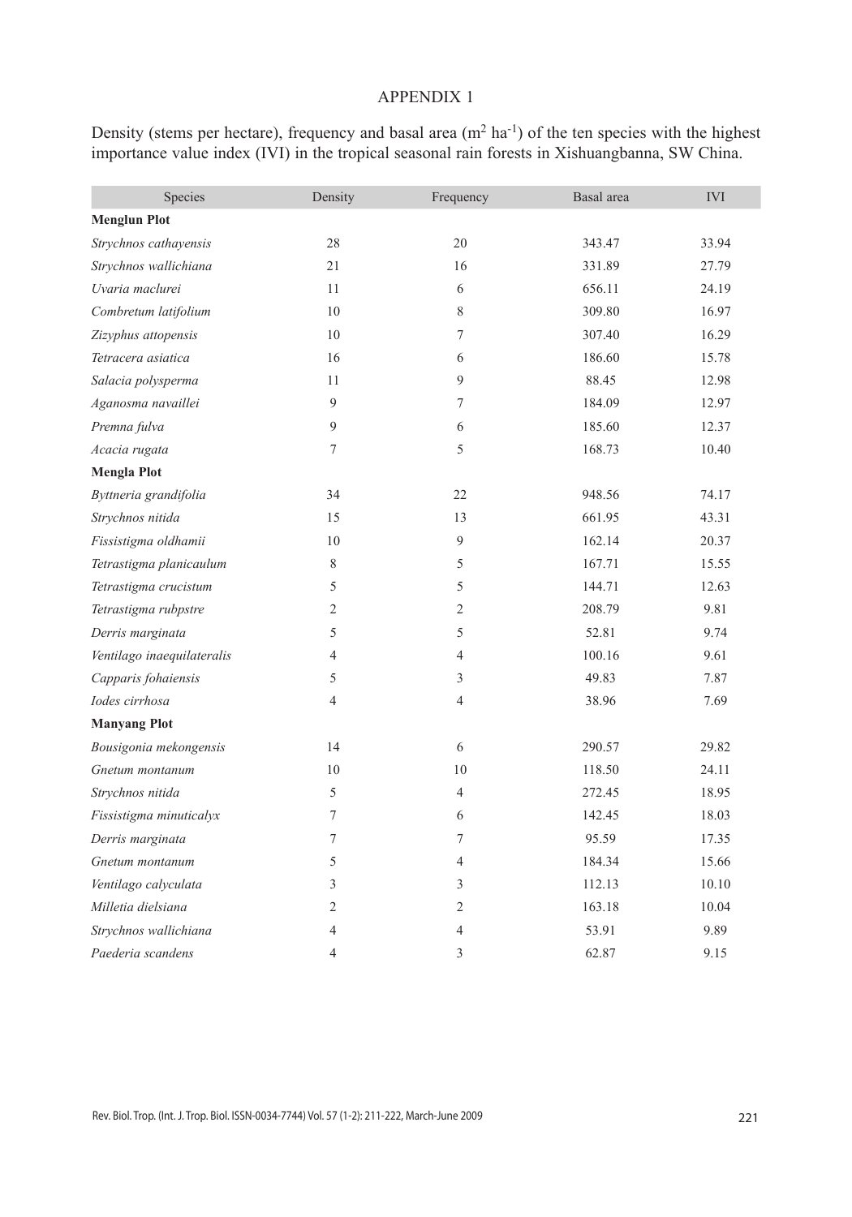# APPENDIX 1

Density (stems per hectare), frequency and basal area ($m^2$ $ha^{-1}$) of the ten species with the highest importance value index (IVI) in the tropical seasonal rain forests in Xishuangbanna, SW China.

| Species | Density | Frequency | Basal area | IVI |
|---|---|---|---|---|
| **Menglun Plot** | | | | |
| *Strychnos cathayensis* | 28 | 20 | 343.47 | 33.94 |
| *Strychnos wallichiana* | 21 | 16 | 331.89 | 27.79 |
| *Uvaria maclurei* | 11 | 6 | 656.11 | 24.19 |
| *Combretum latifolium* | 10 | 8 | 309.80 | 16.97 |
| *Zizyphus attopensis* | 10 | 7 | 307.40 | 16.29 |
| *Tetracera asiatica* | 16 | 6 | 186.60 | 15.78 |
| *Salacia polysperma* | 11 | 9 | 88.45 | 12.98 |
| *Aganosma navaillei* | 9 | 7 | 184.09 | 12.97 |
| *Premna fulva* | 9 | 6 | 185.60 | 12.37 |
| *Acacia rugata* | 7 | 5 | 168.73 | 10.40 |
| **Mengla Plot** | | | | |
| *Byttneria grandifolia* | 34 | 22 | 948.56 | 74.17 |
| *Strychnos nitida* | 15 | 13 | 661.95 | 43.31 |
| *Fissistigma oldhamii* | 10 | 9 | 162.14 | 20.37 |
| *Tetrastigma planicaulum* | 8 | 5 | 167.71 | 15.55 |
| *Tetrastigma crucistum* | 5 | 5 | 144.71 | 12.63 |
| *Tetrastigma rubpstre* | 2 | 2 | 208.79 | 9.81 |
| *Derris marginata* | 5 | 5 | 52.81 | 9.74 |
| *Ventilago inaequilateralis* | 4 | 4 | 100.16 | 9.61 |
| *Capparis fohaiensis* | 5 | 3 | 49.83 | 7.87 |
| *Iodes cirrhosa* | 4 | 4 | 38.96 | 7.69 |
| **Manyang Plot** | | | | |
| *Bousigonia mekongensis* | 14 | 6 | 290.57 | 29.82 |
| *Gnetum montanum* | 10 | 10 | 118.50 | 24.11 |
| *Strychnos nitida* | 5 | 4 | 272.45 | 18.95 |
| *Fissistigma minuticalyx* | 7 | 6 | 142.45 | 18.03 |
| *Derris marginata* | 7 | 7 | 95.59 | 17.35 |
| *Gnetum montanum* | 5 | 4 | 184.34 | 15.66 |
| *Ventilago calyculata* | 3 | 3 | 112.13 | 10.10 |
| *Milletia dielsiana* | 2 | 2 | 163.18 | 10.04 |
| *Strychnos wallichiana* | 4 | 4 | 53.91 | 9.89 |
| *Paederia scandens* | 4 | 3 | 62.87 | 9.15 |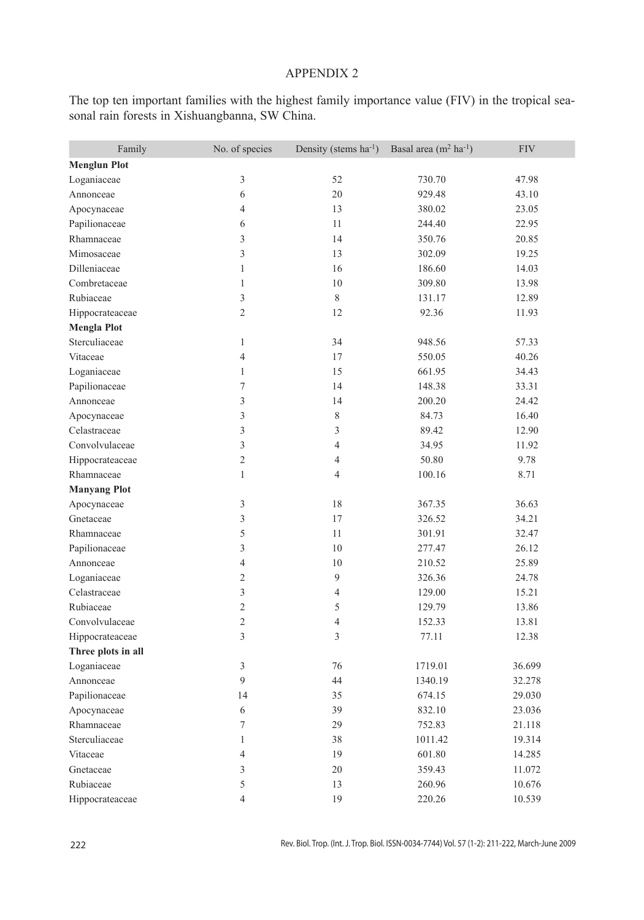## APPENDIX 2

The top ten important families with the highest family importance value (FIV) in the tropical seasonal rain forests in Xishuangbanna, SW China.

| Family | No. of species | Density (stems $ha^{-1}$) | Basal area ($m^2$ $ha^{-1}$) | FIV |
|---|---|---|---|---|
| **Menglun Plot** | | | | |
| Loganiaceae | 3 | 52 | 730.70 | 47.98 |
| Annonceae | 6 | 20 | 929.48 | 43.10 |
| Apocynaceae | 4 | 13 | 380.02 | 23.05 |
| Papilionaceae | 6 | 11 | 244.40 | 22.95 |
| Rhamnaceae | 3 | 14 | 350.76 | 20.85 |
| Mimosaceae | 3 | 13 | 302.09 | 19.25 |
| Dilleniaceae | 1 | 16 | 186.60 | 14.03 |
| Combretaceae | 1 | 10 | 309.80 | 13.98 |
| Rubiaceae | 3 | 8 | 131.17 | 12.89 |
| Hippocrateaceae | 2 | 12 | 92.36 | 11.93 |
| **Mengla Plot** | | | | |
| Sterculiaceae | 1 | 34 | 948.56 | 57.33 |
| Vitaceae | 4 | 17 | 550.05 | 40.26 |
| Loganiaceae | 1 | 15 | 661.95 | 34.43 |
| Papilionaceae | 7 | 14 | 148.38 | 33.31 |
| Annonceae | 3 | 14 | 200.20 | 24.42 |
| Apocynaceae | 3 | 8 | 84.73 | 16.40 |
| Celastraceae | 3 | 3 | 89.42 | 12.90 |
| Convolvulaceae | 3 | 4 | 34.95 | 11.92 |
| Hippocrateaceae | 2 | 4 | 50.80 | 9.78 |
| Rhamnaceae | 1 | 4 | 100.16 | 8.71 |
| **Manyang Plot** | | | | |
| Apocynaceae | 3 | 18 | 367.35 | 36.63 |
| Gnetaceae | 3 | 17 | 326.52 | 34.21 |
| Rhamnaceae | 5 | 11 | 301.91 | 32.47 |
| Papilionaceae | 3 | 10 | 277.47 | 26.12 |
| Annonceae | 4 | 10 | 210.52 | 25.89 |
| Loganiaceae | 2 | 9 | 326.36 | 24.78 |
| Celastraceae | 3 | 4 | 129.00 | 15.21 |
| Rubiaceae | 2 | 5 | 129.79 | 13.86 |
| Convolvulaceae | 2 | 4 | 152.33 | 13.81 |
| Hippocrateaceae | 3 | 3 | 77.11 | 12.38 |
| **Three plots in all** | | | | |
| Loganiaceae | 3 | 76 | 1719.01 | 36.699 |
| Annonceae | 9 | 44 | 1340.19 | 32.278 |
| Papilionaceae | 14 | 35 | 674.15 | 29.030 |
| Apocynaceae | 6 | 39 | 832.10 | 23.036 |
| Rhamnaceae | 7 | 29 | 752.83 | 21.118 |
| Sterculiaceae | 1 | 38 | 1011.42 | 19.314 |
| Vitaceae | 4 | 19 | 601.80 | 14.285 |
| Gnetaceae | 3 | 20 | 359.43 | 11.072 |
| Rubiaceae | 5 | 13 | 260.96 | 10.676 |
| Hippocrateaceae | 4 | 19 | 220.26 | 10.539 |